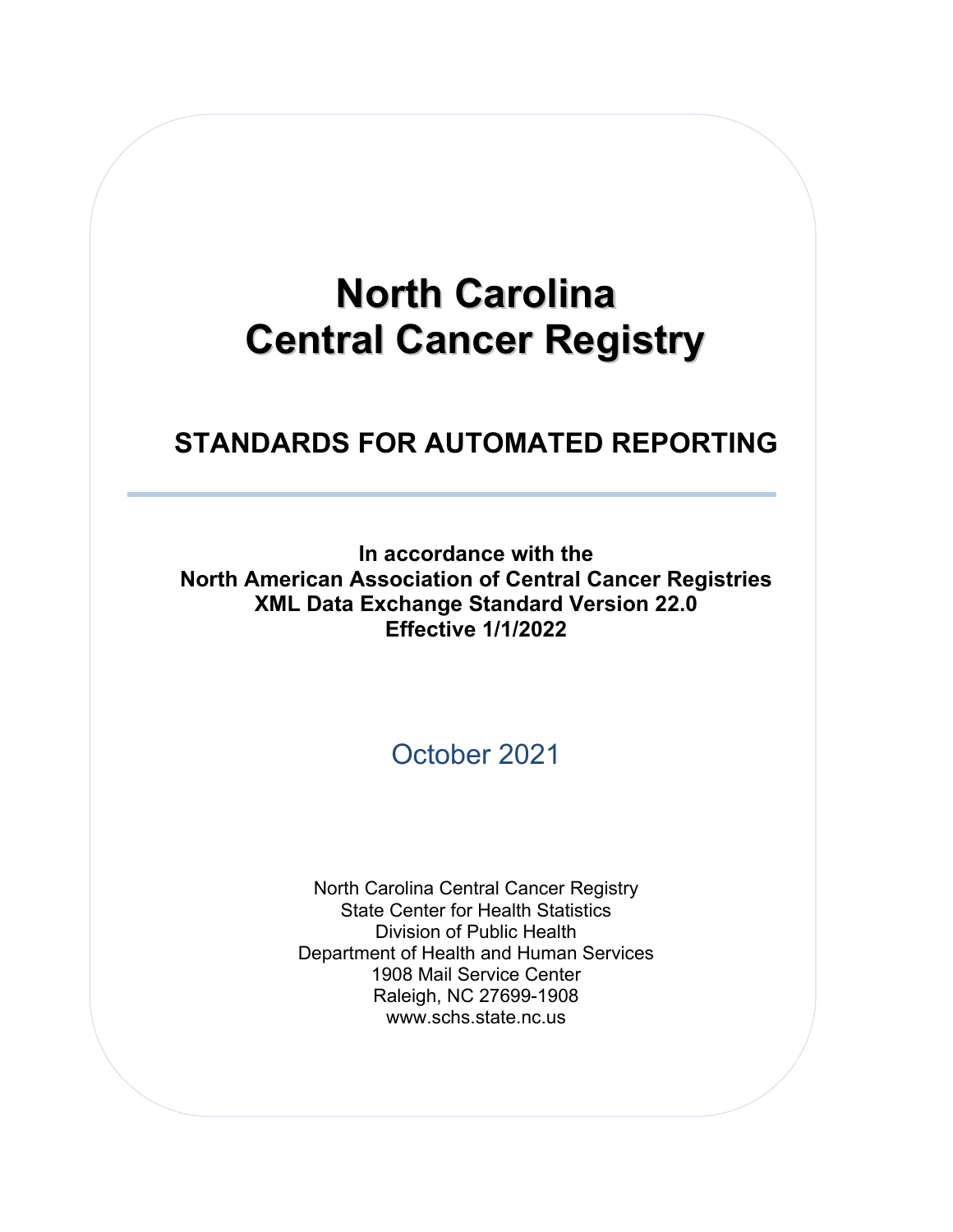# North Carolina Central Cancer Registry

## STANDARDS FOR AUTOMATED REPORTING

---

**In accordance with the**
**North American Association of Central Cancer Registries**
**XML Data Exchange Standard Version 22.0**
**Effective 1/1/2022**

October 2021

North Carolina Central Cancer Registry
State Center for Health Statistics
Division of Public Health
Department of Health and Human Services
1908 Mail Service Center
Raleigh, NC 27699-1908
www.schs.state.nc.us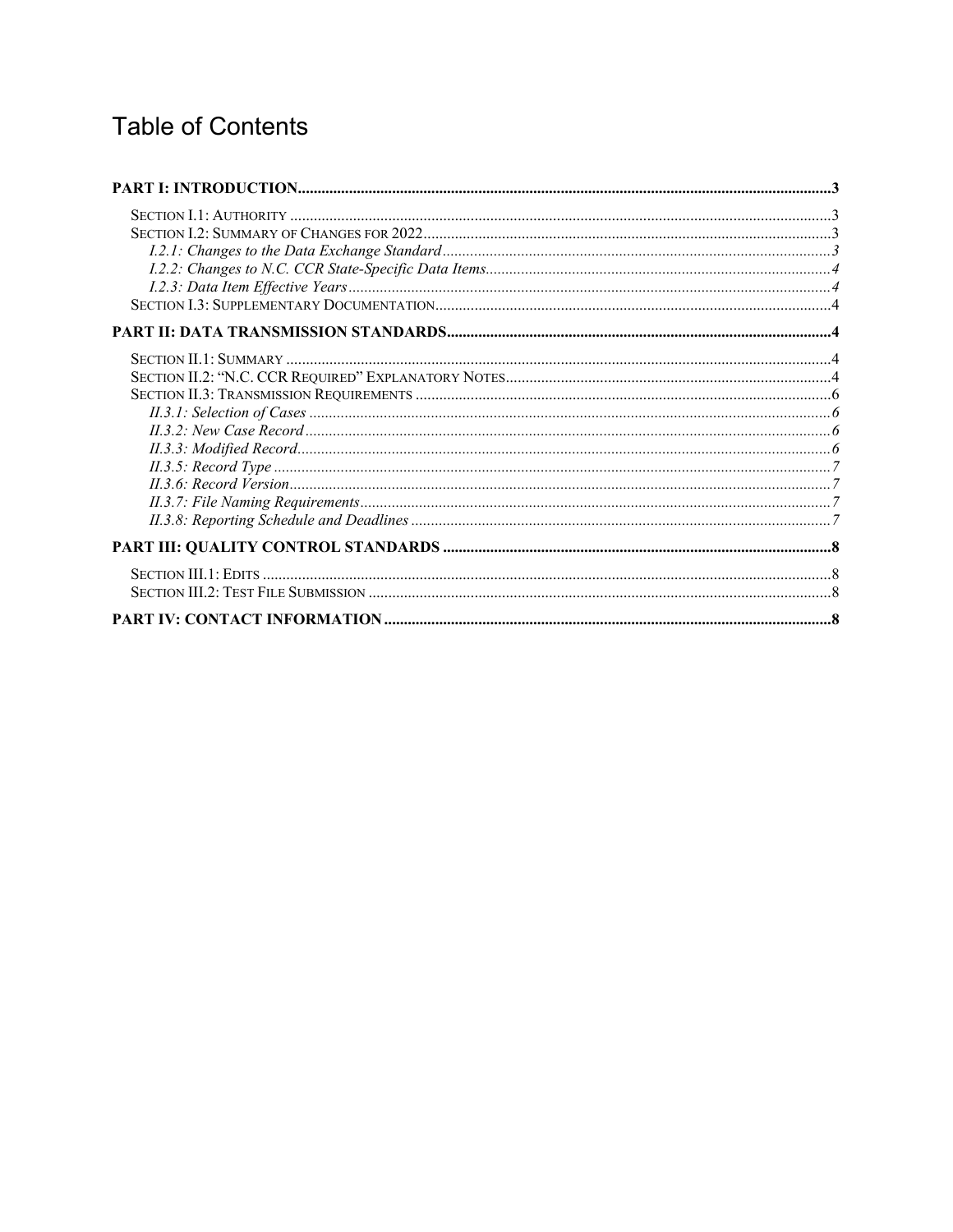# Table of Contents

**PART I: INTRODUCTION** ........ 3

- SECTION I.1: AUTHORITY ........ 3
- SECTION I.2: SUMMARY OF CHANGES FOR 2022 ........ 3
  - *I.2.1: Changes to the Data Exchange Standard* ........ 3
  - *I.2.2: Changes to N.C. CCR State-Specific Data Items* ........ 4
  - *I.2.3: Data Item Effective Years* ........ 4
- SECTION I.3: SUPPLEMENTARY DOCUMENTATION ........ 4

**PART II: DATA TRANSMISSION STANDARDS** ........ 4

- SECTION II.1: SUMMARY ........ 4
- SECTION II.2: "N.C. CCR REQUIRED" EXPLANATORY NOTES ........ 4
- SECTION II.3: TRANSMISSION REQUIREMENTS ........ 6
  - *II.3.1: Selection of Cases* ........ 6
  - *II.3.2: New Case Record* ........ 6
  - *II.3.3: Modified Record* ........ 6
  - *II.3.5: Record Type* ........ 7
  - *II.3.6: Record Version* ........ 7
  - *II.3.7: File Naming Requirements* ........ 7
  - *II.3.8: Reporting Schedule and Deadlines* ........ 7

**PART III: QUALITY CONTROL STANDARDS** ........ 8

- SECTION III.1: EDITS ........ 8
- SECTION III.2: TEST FILE SUBMISSION ........ 8

**PART IV: CONTACT INFORMATION** ........ 8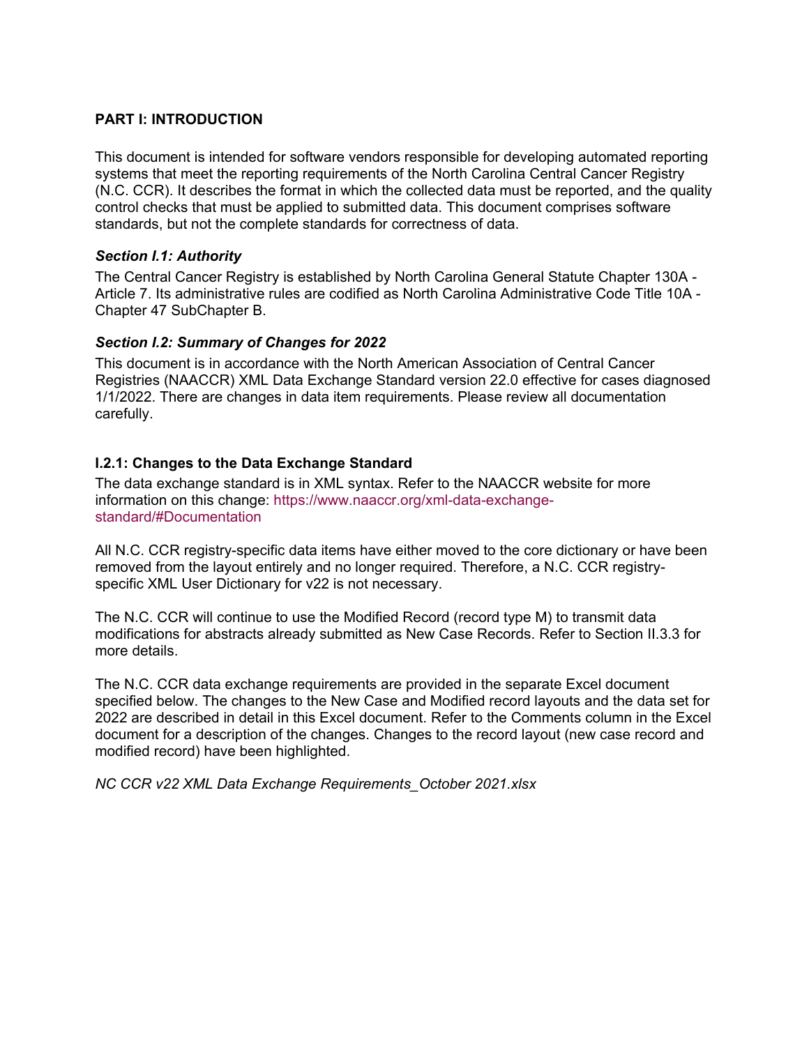## PART I: INTRODUCTION

This document is intended for software vendors responsible for developing automated reporting systems that meet the reporting requirements of the North Carolina Central Cancer Registry (N.C. CCR). It describes the format in which the collected data must be reported, and the quality control checks that must be applied to submitted data. This document comprises software standards, but not the complete standards for correctness of data.

### *Section I.1: Authority*

The Central Cancer Registry is established by North Carolina General Statute Chapter 130A - Article 7. Its administrative rules are codified as North Carolina Administrative Code Title 10A - Chapter 47 SubChapter B.

### *Section I.2: Summary of Changes for 2022*

This document is in accordance with the North American Association of Central Cancer Registries (NAACCR) XML Data Exchange Standard version 22.0 effective for cases diagnosed 1/1/2022. There are changes in data item requirements. Please review all documentation carefully.

#### I.2.1: Changes to the Data Exchange Standard

The data exchange standard is in XML syntax. Refer to the NAACCR website for more information on this change: https://www.naaccr.org/xml-data-exchange-standard/#Documentation

All N.C. CCR registry-specific data items have either moved to the core dictionary or have been removed from the layout entirely and no longer required. Therefore, a N.C. CCR registry-specific XML User Dictionary for v22 is not necessary.

The N.C. CCR will continue to use the Modified Record (record type M) to transmit data modifications for abstracts already submitted as New Case Records. Refer to Section II.3.3 for more details.

The N.C. CCR data exchange requirements are provided in the separate Excel document specified below. The changes to the New Case and Modified record layouts and the data set for 2022 are described in detail in this Excel document. Refer to the Comments column in the Excel document for a description of the changes. Changes to the record layout (new case record and modified record) have been highlighted.

*NC CCR v22 XML Data Exchange Requirements_October 2021.xlsx*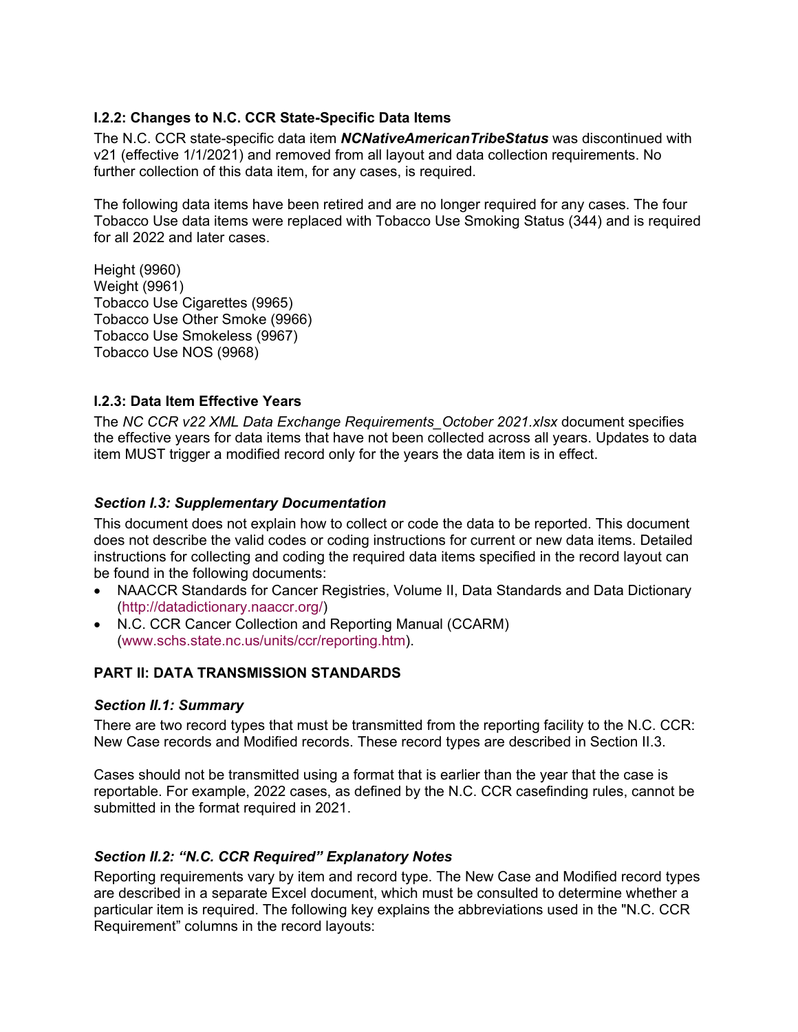### I.2.2: Changes to N.C. CCR State-Specific Data Items

The N.C. CCR state-specific data item ***NCNativeAmericanTribeStatus*** was discontinued with v21 (effective 1/1/2021) and removed from all layout and data collection requirements. No further collection of this data item, for any cases, is required.

The following data items have been retired and are no longer required for any cases. The four Tobacco Use data items were replaced with Tobacco Use Smoking Status (344) and is required for all 2022 and later cases.

Height (9960)
Weight (9961)
Tobacco Use Cigarettes (9965)
Tobacco Use Other Smoke (9966)
Tobacco Use Smokeless (9967)
Tobacco Use NOS (9968)

### I.2.3: Data Item Effective Years

The *NC CCR v22 XML Data Exchange Requirements_October 2021.xlsx* document specifies the effective years for data items that have not been collected across all years. Updates to data item MUST trigger a modified record only for the years the data item is in effect.

### *Section I.3: Supplementary Documentation*

This document does not explain how to collect or code the data to be reported. This document does not describe the valid codes or coding instructions for current or new data items. Detailed instructions for collecting and coding the required data items specified in the record layout can be found in the following documents:

- NAACCR Standards for Cancer Registries, Volume II, Data Standards and Data Dictionary (http://datadictionary.naaccr.org/)
- N.C. CCR Cancer Collection and Reporting Manual (CCARM) (www.schs.state.nc.us/units/ccr/reporting.htm).

## PART II: DATA TRANSMISSION STANDARDS

### *Section II.1: Summary*

There are two record types that must be transmitted from the reporting facility to the N.C. CCR: New Case records and Modified records. These record types are described in Section II.3.

Cases should not be transmitted using a format that is earlier than the year that the case is reportable. For example, 2022 cases, as defined by the N.C. CCR casefinding rules, cannot be submitted in the format required in 2021.

### *Section II.2: "N.C. CCR Required" Explanatory Notes*

Reporting requirements vary by item and record type. The New Case and Modified record types are described in a separate Excel document, which must be consulted to determine whether a particular item is required. The following key explains the abbreviations used in the "N.C. CCR Requirement" columns in the record layouts: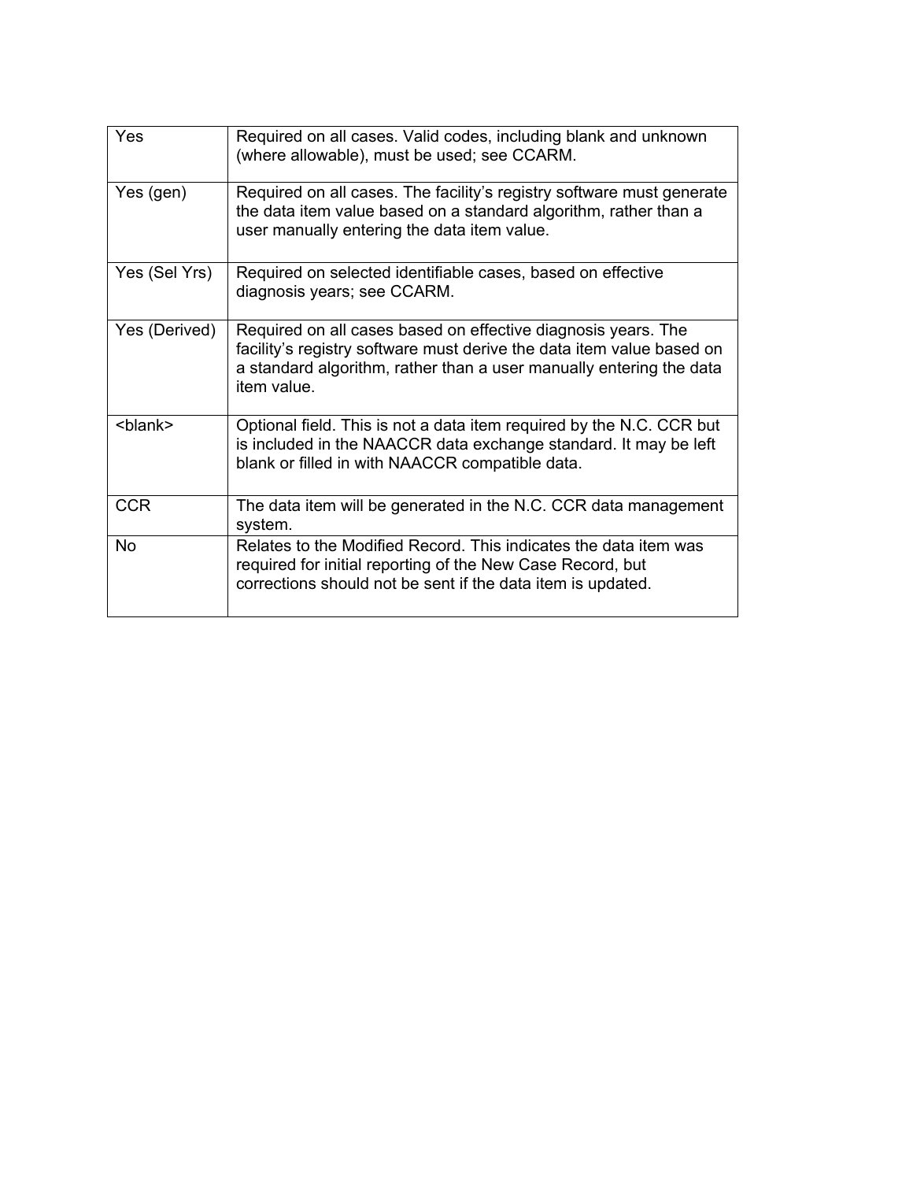| Yes | Required on all cases. Valid codes, including blank and unknown (where allowable), must be used; see CCARM. |
|---|---|
| Yes (gen) | Required on all cases. The facility's registry software must generate the data item value based on a standard algorithm, rather than a user manually entering the data item value. |
| Yes (Sel Yrs) | Required on selected identifiable cases, based on effective diagnosis years; see CCARM. |
| Yes (Derived) | Required on all cases based on effective diagnosis years. The facility's registry software must derive the data item value based on a standard algorithm, rather than a user manually entering the data item value. |
| <blank> | Optional field. This is not a data item required by the N.C. CCR but is included in the NAACCR data exchange standard. It may be left blank or filled in with NAACCR compatible data. |
| CCR | The data item will be generated in the N.C. CCR data management system. |
| No | Relates to the Modified Record. This indicates the data item was required for initial reporting of the New Case Record, but corrections should not be sent if the data item is updated. |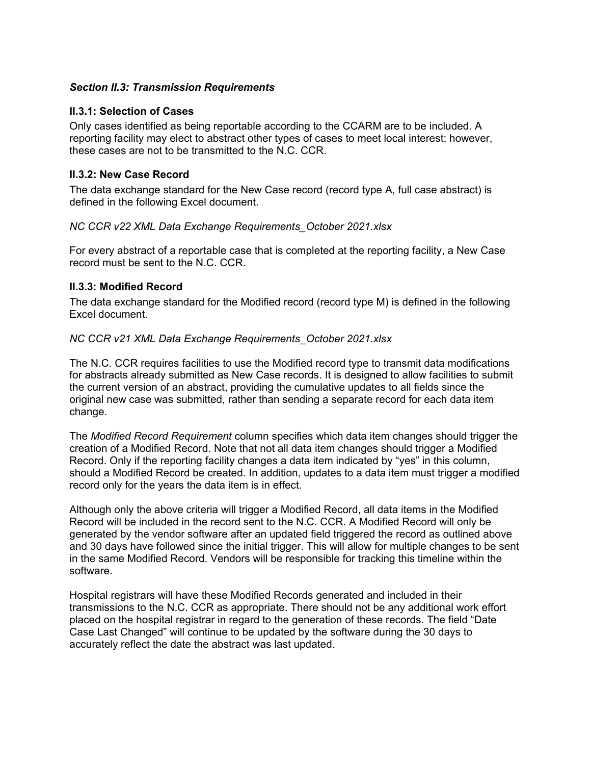### *Section II.3: Transmission Requirements*

#### II.3.1: Selection of Cases

Only cases identified as being reportable according to the CCARM are to be included. A reporting facility may elect to abstract other types of cases to meet local interest; however, these cases are not to be transmitted to the N.C. CCR.

#### II.3.2: New Case Record

The data exchange standard for the New Case record (record type A, full case abstract) is defined in the following Excel document.

*NC CCR v22 XML Data Exchange Requirements_October 2021.xlsx*

For every abstract of a reportable case that is completed at the reporting facility, a New Case record must be sent to the N.C. CCR.

#### II.3.3: Modified Record

The data exchange standard for the Modified record (record type M) is defined in the following Excel document.

*NC CCR v21 XML Data Exchange Requirements_October 2021.xlsx*

The N.C. CCR requires facilities to use the Modified record type to transmit data modifications for abstracts already submitted as New Case records. It is designed to allow facilities to submit the current version of an abstract, providing the cumulative updates to all fields since the original new case was submitted, rather than sending a separate record for each data item change.

The *Modified Record Requirement* column specifies which data item changes should trigger the creation of a Modified Record. Note that not all data item changes should trigger a Modified Record. Only if the reporting facility changes a data item indicated by "yes" in this column, should a Modified Record be created. In addition, updates to a data item must trigger a modified record only for the years the data item is in effect.

Although only the above criteria will trigger a Modified Record, all data items in the Modified Record will be included in the record sent to the N.C. CCR. A Modified Record will only be generated by the vendor software after an updated field triggered the record as outlined above and 30 days have followed since the initial trigger. This will allow for multiple changes to be sent in the same Modified Record. Vendors will be responsible for tracking this timeline within the software.

Hospital registrars will have these Modified Records generated and included in their transmissions to the N.C. CCR as appropriate. There should not be any additional work effort placed on the hospital registrar in regard to the generation of these records. The field "Date Case Last Changed" will continue to be updated by the software during the 30 days to accurately reflect the date the abstract was last updated.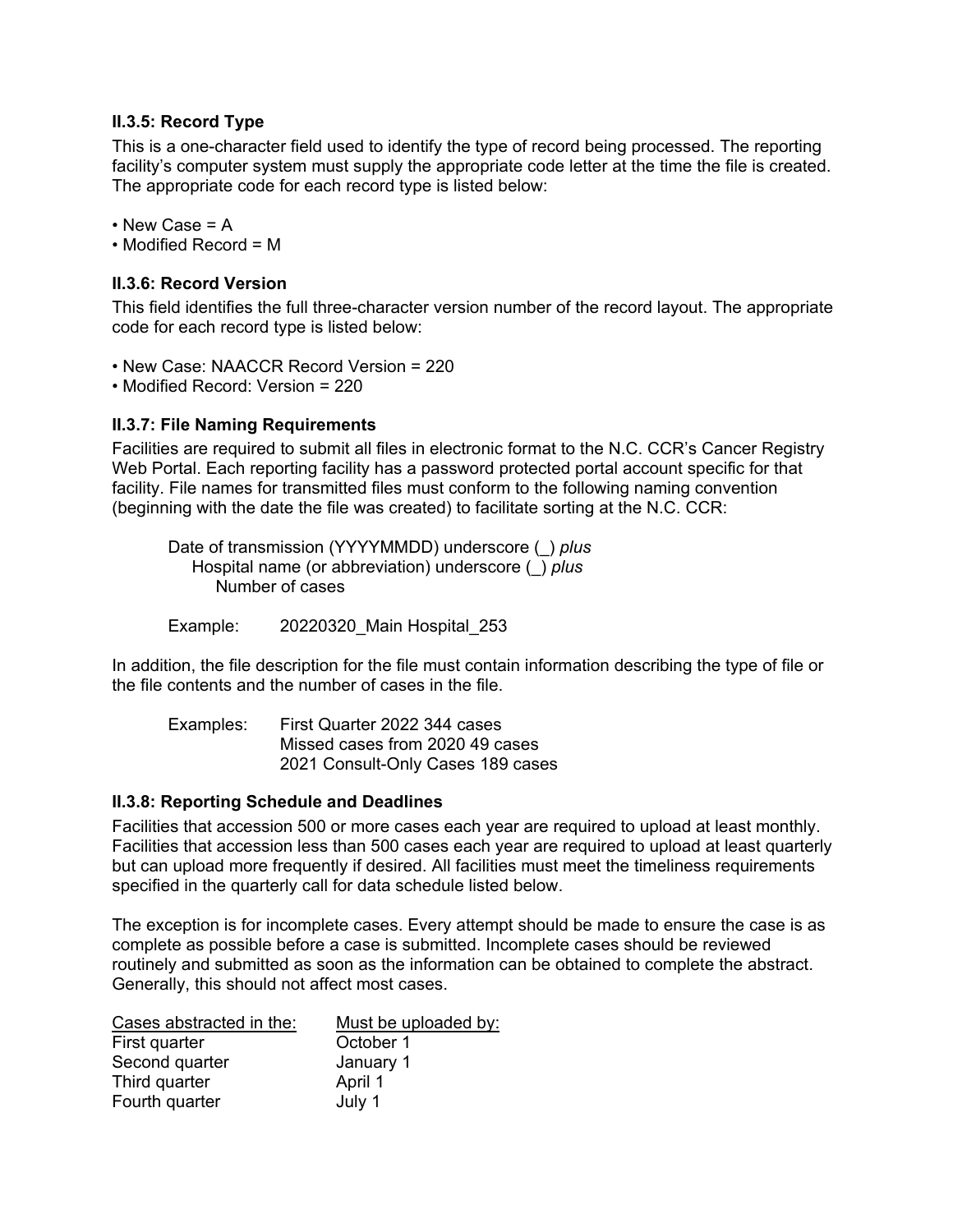### II.3.5: Record Type

This is a one-character field used to identify the type of record being processed. The reporting facility's computer system must supply the appropriate code letter at the time the file is created. The appropriate code for each record type is listed below:

- New Case = A
- Modified Record = M

### II.3.6: Record Version

This field identifies the full three-character version number of the record layout. The appropriate code for each record type is listed below:

- New Case: NAACCR Record Version = 220
- Modified Record: Version = 220

### II.3.7: File Naming Requirements

Facilities are required to submit all files in electronic format to the N.C. CCR's Cancer Registry Web Portal. Each reporting facility has a password protected portal account specific for that facility. File names for transmitted files must conform to the following naming convention (beginning with the date the file was created) to facilitate sorting at the N.C. CCR:

> Date of transmission (YYYYMMDD) underscore (_) *plus*
> Hospital name (or abbreviation) underscore (_) *plus*
> Number of cases

Example: 20220320_Main Hospital_253

In addition, the file description for the file must contain information describing the type of file or the file contents and the number of cases in the file.

Examples:
First Quarter 2022 344 cases
Missed cases from 2020 49 cases
2021 Consult-Only Cases 189 cases

### II.3.8: Reporting Schedule and Deadlines

Facilities that accession 500 or more cases each year are required to upload at least monthly. Facilities that accession less than 500 cases each year are required to upload at least quarterly but can upload more frequently if desired. All facilities must meet the timeliness requirements specified in the quarterly call for data schedule listed below.

The exception is for incomplete cases. Every attempt should be made to ensure the case is as complete as possible before a case is submitted. Incomplete cases should be reviewed routinely and submitted as soon as the information can be obtained to complete the abstract. Generally, this should not affect most cases.

| Cases abstracted in the: | Must be uploaded by: |
|---|---|
| First quarter | October 1 |
| Second quarter | January 1 |
| Third quarter | April 1 |
| Fourth quarter | July 1 |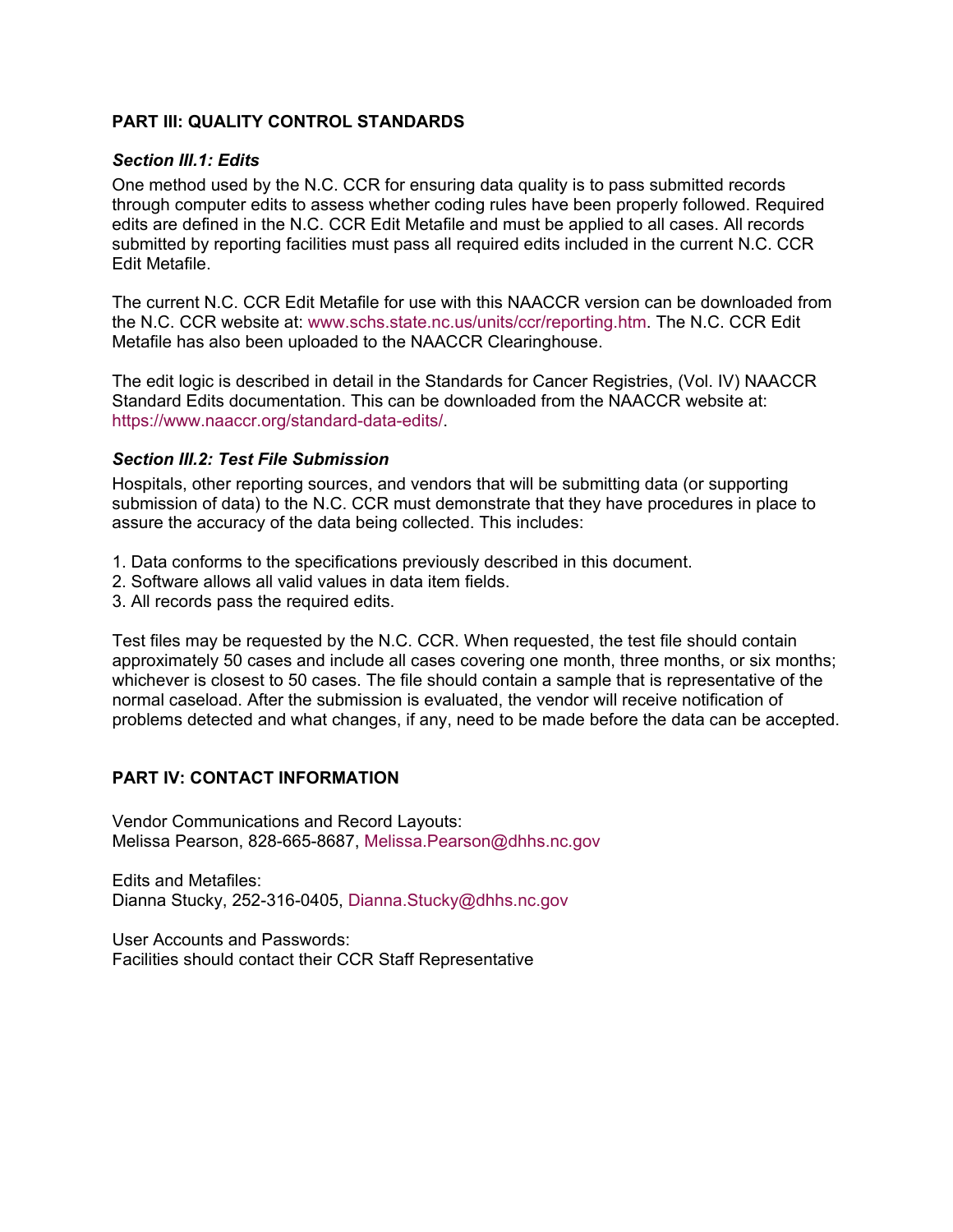## PART III: QUALITY CONTROL STANDARDS

### *Section III.1: Edits*

One method used by the N.C. CCR for ensuring data quality is to pass submitted records through computer edits to assess whether coding rules have been properly followed. Required edits are defined in the N.C. CCR Edit Metafile and must be applied to all cases. All records submitted by reporting facilities must pass all required edits included in the current N.C. CCR Edit Metafile.

The current N.C. CCR Edit Metafile for use with this NAACCR version can be downloaded from the N.C. CCR website at: www.schs.state.nc.us/units/ccr/reporting.htm. The N.C. CCR Edit Metafile has also been uploaded to the NAACCR Clearinghouse.

The edit logic is described in detail in the Standards for Cancer Registries, (Vol. IV) NAACCR Standard Edits documentation. This can be downloaded from the NAACCR website at: https://www.naaccr.org/standard-data-edits/.

### *Section III.2: Test File Submission*

Hospitals, other reporting sources, and vendors that will be submitting data (or supporting submission of data) to the N.C. CCR must demonstrate that they have procedures in place to assure the accuracy of the data being collected. This includes:

1. Data conforms to the specifications previously described in this document.
2. Software allows all valid values in data item fields.
3. All records pass the required edits.

Test files may be requested by the N.C. CCR. When requested, the test file should contain approximately 50 cases and include all cases covering one month, three months, or six months; whichever is closest to 50 cases. The file should contain a sample that is representative of the normal caseload. After the submission is evaluated, the vendor will receive notification of problems detected and what changes, if any, need to be made before the data can be accepted.

## PART IV: CONTACT INFORMATION

Vendor Communications and Record Layouts:
Melissa Pearson, 828-665-8687, Melissa.Pearson@dhhs.nc.gov

Edits and Metafiles:
Dianna Stucky, 252-316-0405, Dianna.Stucky@dhhs.nc.gov

User Accounts and Passwords:
Facilities should contact their CCR Staff Representative